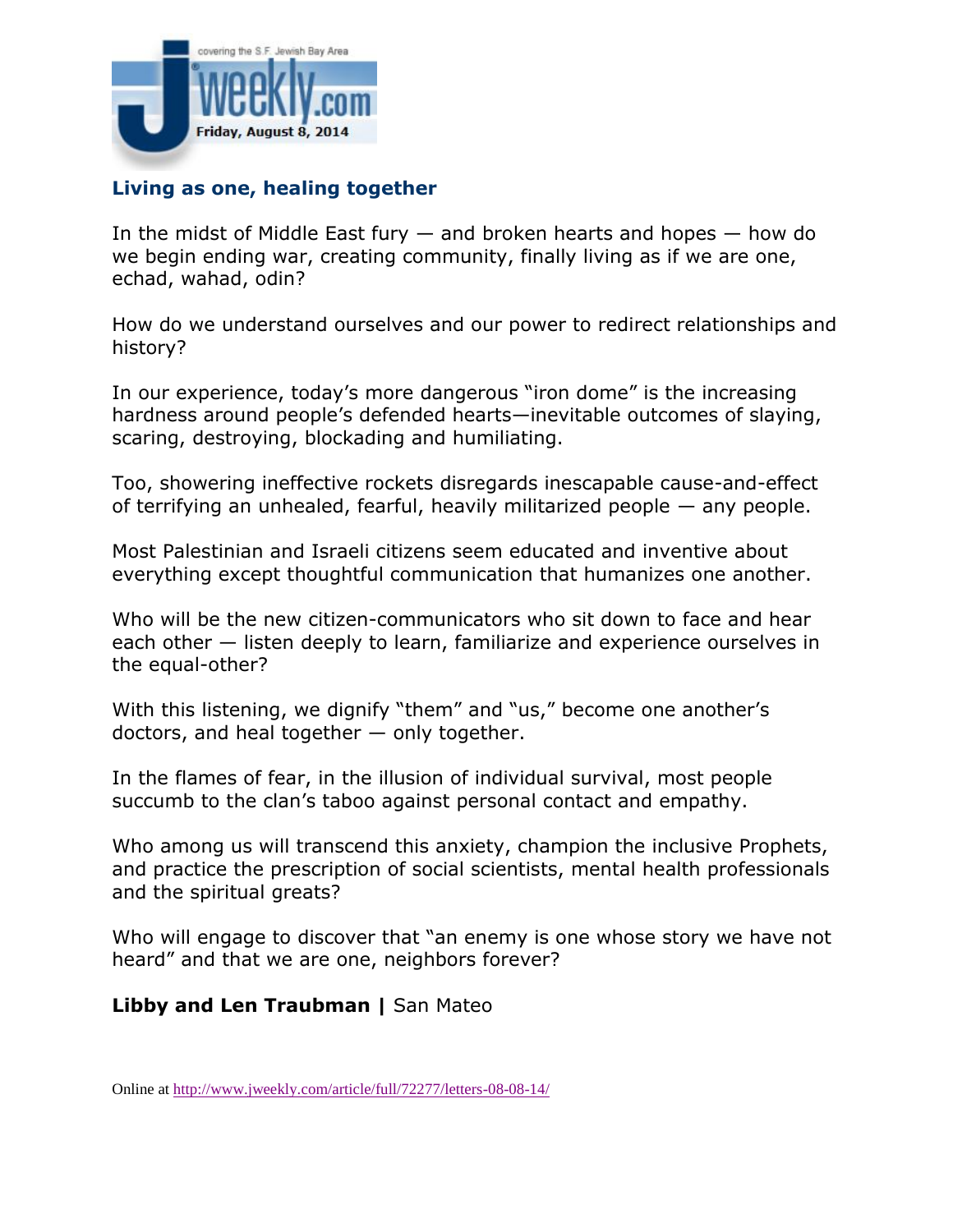covering the S.F. Jewish Bay Area

jweekly.com

Friday, August 8, 2014

## Living as one, healing together

In the midst of Middle East fury — and broken hearts and hopes — how do we begin ending war, creating community, finally living as if we are one, echad, wahad, odin?

How do we understand ourselves and our power to redirect relationships and history?

In our experience, today's more dangerous "iron dome" is the increasing hardness around people's defended hearts—inevitable outcomes of slaying, scaring, destroying, blockading and humiliating.

Too, showering ineffective rockets disregards inescapable cause-and-effect of terrifying an unhealed, fearful, heavily militarized people — any people.

Most Palestinian and Israeli citizens seem educated and inventive about everything except thoughtful communication that humanizes one another.

Who will be the new citizen-communicators who sit down to face and hear each other — listen deeply to learn, familiarize and experience ourselves in the equal-other?

With this listening, we dignify "them" and "us," become one another's doctors, and heal together — only together.

In the flames of fear, in the illusion of individual survival, most people succumb to the clan's taboo against personal contact and empathy.

Who among us will transcend this anxiety, champion the inclusive Prophets, and practice the prescription of social scientists, mental health professionals and the spiritual greats?

Who will engage to discover that "an enemy is one whose story we have not heard" and that we are one, neighbors forever?

**Libby and Len Traubman |** San Mateo

Online at http://www.jweekly.com/article/full/72277/letters-08-08-14/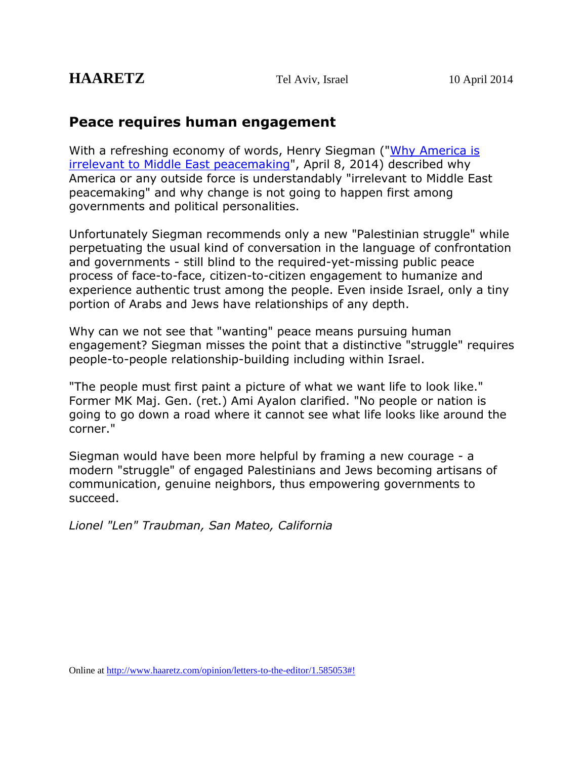**HAARETZ** Tel Aviv, Israel 10 April 2014

## Peace requires human engagement

With a refreshing economy of words, Henry Siegman ("[Why America is irrelevant to Middle East peacemaking](http://www.haaretz.com)", April 8, 2014) described why America or any outside force is understandably "irrelevant to Middle East peacemaking" and why change is not going to happen first among governments and political personalities.

Unfortunately Siegman recommends only a new "Palestinian struggle" while perpetuating the usual kind of conversation in the language of confrontation and governments - still blind to the required-yet-missing public peace process of face-to-face, citizen-to-citizen engagement to humanize and experience authentic trust among the people. Even inside Israel, only a tiny portion of Arabs and Jews have relationships of any depth.

Why can we not see that "wanting" peace means pursuing human engagement? Siegman misses the point that a distinctive "struggle" requires people-to-people relationship-building including within Israel.

"The people must first paint a picture of what we want life to look like." Former MK Maj. Gen. (ret.) Ami Ayalon clarified. "No people or nation is going to go down a road where it cannot see what life looks like around the corner."

Siegman would have been more helpful by framing a new courage - a modern "struggle" of engaged Palestinians and Jews becoming artisans of communication, genuine neighbors, thus empowering governments to succeed.

*Lionel "Len" Traubman, San Mateo, California*

Online at http://www.haaretz.com/opinion/letters-to-the-editor/1.585053#!